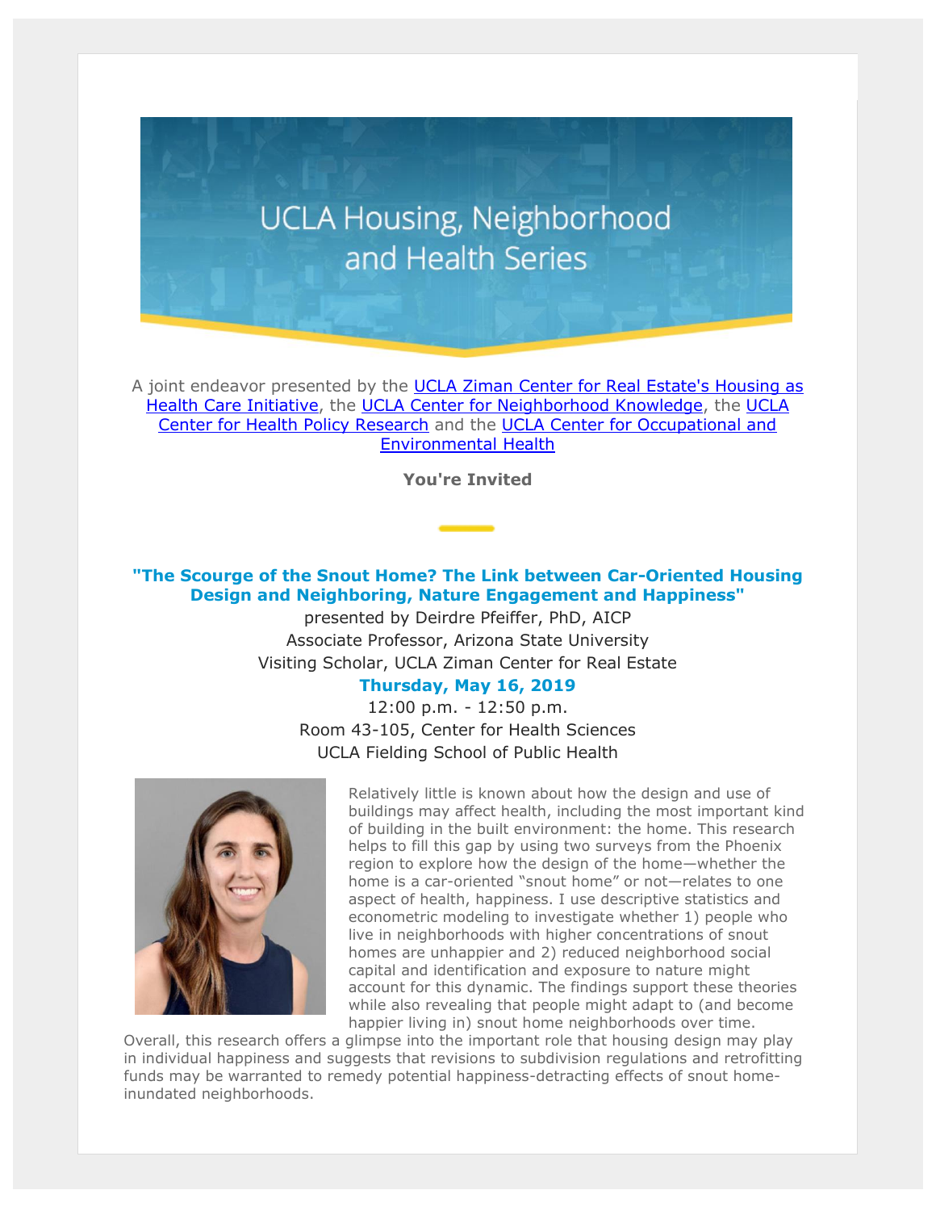# UCLA Housing, Neighborhood and Health Series

A joint endeavor presented by the UCLA Ziman Center for Real Estate's Housing as Health Care Initiative, the UCLA Center for Neighborhood Knowledge, the UCLA Center for Health Policy Research and the UCLA Center for Occupational and Environmental Health

**You're Invited**

## "The Scourge of the Snout Home? The Link between Car-Oriented Housing Design and Neighboring, Nature Engagement and Happiness"

presented by Deirdre Pfeiffer, PhD, AICP
Associate Professor, Arizona State University
Visiting Scholar, UCLA Ziman Center for Real Estate

**Thursday, May 16, 2019**

12:00 p.m. - 12:50 p.m.
Room 43-105, Center for Health Sciences
UCLA Fielding School of Public Health

Relatively little is known about how the design and use of buildings may affect health, including the most important kind of building in the built environment: the home. This research helps to fill this gap by using two surveys from the Phoenix region to explore how the design of the home—whether the home is a car-oriented "snout home" or not—relates to one aspect of health, happiness. I use descriptive statistics and econometric modeling to investigate whether 1) people who live in neighborhoods with higher concentrations of snout homes are unhappier and 2) reduced neighborhood social capital and identification and exposure to nature might account for this dynamic. The findings support these theories while also revealing that people might adapt to (and become happier living in) snout home neighborhoods over time. Overall, this research offers a glimpse into the important role that housing design may play in individual happiness and suggests that revisions to subdivision regulations and retrofitting funds may be warranted to remedy potential happiness-detracting effects of snout home-inundated neighborhoods.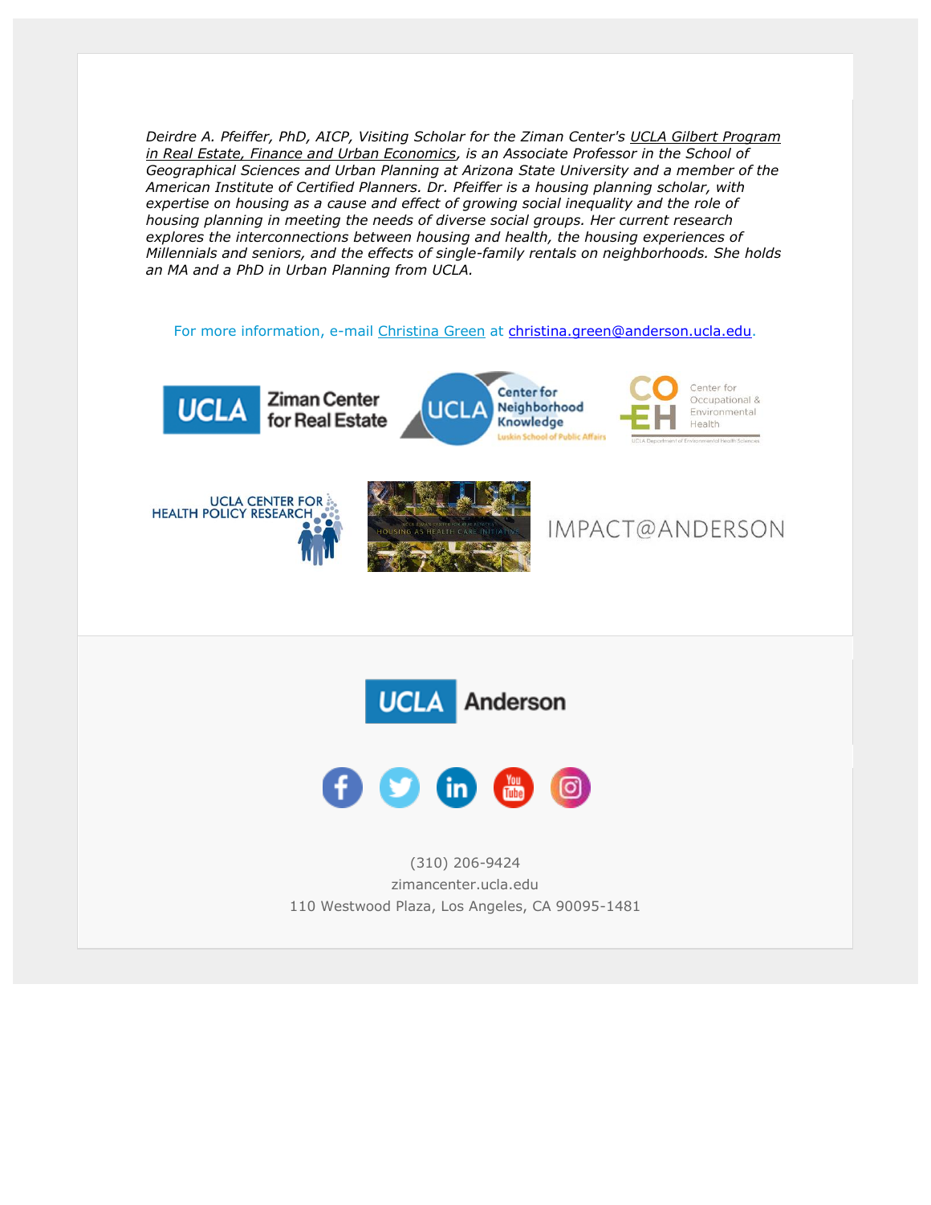*Deirdre A. Pfeiffer, PhD, AICP, Visiting Scholar for the Ziman Center's UCLA Gilbert Program in Real Estate, Finance and Urban Economics, is an Associate Professor in the School of Geographical Sciences and Urban Planning at Arizona State University and a member of the American Institute of Certified Planners. Dr. Pfeiffer is a housing planning scholar, with expertise on housing as a cause and effect of growing social inequality and the role of housing planning in meeting the needs of diverse social groups. Her current research explores the interconnections between housing and health, the housing experiences of Millennials and seniors, and the effects of single-family rentals on neighborhoods. She holds an MA and a PhD in Urban Planning from UCLA.*

For more information, e-mail Christina Green at christina.green@anderson.ucla.edu.

UCLA Ziman Center for Real Estate

UCLA Center for Neighborhood Knowledge – Luskin School of Public Affairs

COEH Center for Occupational & Environmental Health – UCLA Department of Environmental Health Sciences

UCLA CENTER FOR HEALTH POLICY RESEARCH

UCLA Ziman Center for Real Estate – Housing as Health Care Initiative

IMPACT@ANDERSON

UCLA Anderson

(310) 206-9424
zimancenter.ucla.edu
110 Westwood Plaza, Los Angeles, CA 90095-1481